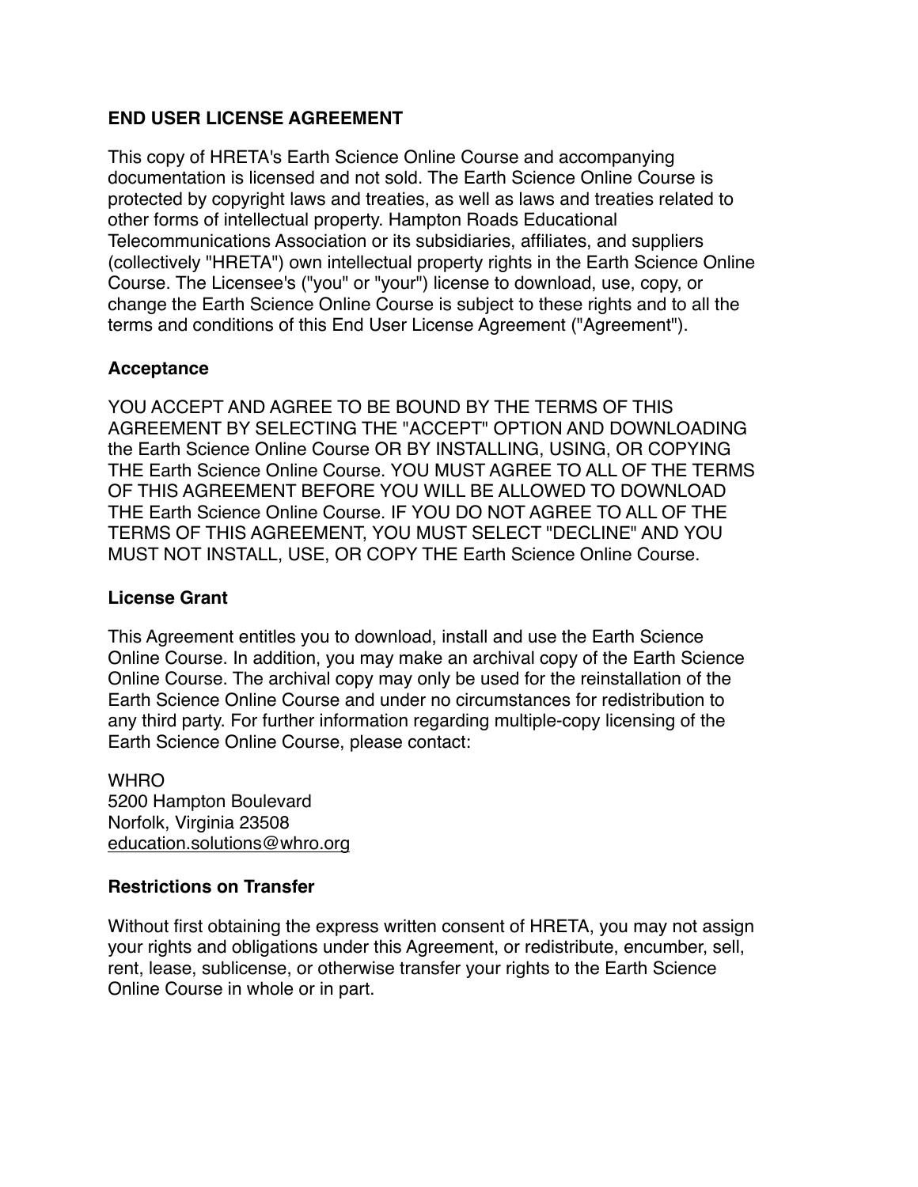# END USER LICENSE AGREEMENT

This copy of HRETA's Earth Science Online Course and accompanying documentation is licensed and not sold. The Earth Science Online Course is protected by copyright laws and treaties, as well as laws and treaties related to other forms of intellectual property. Hampton Roads Educational Telecommunications Association or its subsidiaries, affiliates, and suppliers (collectively "HRETA") own intellectual property rights in the Earth Science Online Course. The Licensee's ("you" or "your") license to download, use, copy, or change the Earth Science Online Course is subject to these rights and to all the terms and conditions of this End User License Agreement ("Agreement").

## Acceptance

YOU ACCEPT AND AGREE TO BE BOUND BY THE TERMS OF THIS AGREEMENT BY SELECTING THE "ACCEPT" OPTION AND DOWNLOADING the Earth Science Online Course OR BY INSTALLING, USING, OR COPYING THE Earth Science Online Course. YOU MUST AGREE TO ALL OF THE TERMS OF THIS AGREEMENT BEFORE YOU WILL BE ALLOWED TO DOWNLOAD THE Earth Science Online Course. IF YOU DO NOT AGREE TO ALL OF THE TERMS OF THIS AGREEMENT, YOU MUST SELECT "DECLINE" AND YOU MUST NOT INSTALL, USE, OR COPY THE Earth Science Online Course.

## License Grant

This Agreement entitles you to download, install and use the Earth Science Online Course. In addition, you may make an archival copy of the Earth Science Online Course. The archival copy may only be used for the reinstallation of the Earth Science Online Course and under no circumstances for redistribution to any third party. For further information regarding multiple-copy licensing of the Earth Science Online Course, please contact:

WHRO
5200 Hampton Boulevard
Norfolk, Virginia 23508
education.solutions@whro.org

## Restrictions on Transfer

Without first obtaining the express written consent of HRETA, you may not assign your rights and obligations under this Agreement, or redistribute, encumber, sell, rent, lease, sublicense, or otherwise transfer your rights to the Earth Science Online Course in whole or in part.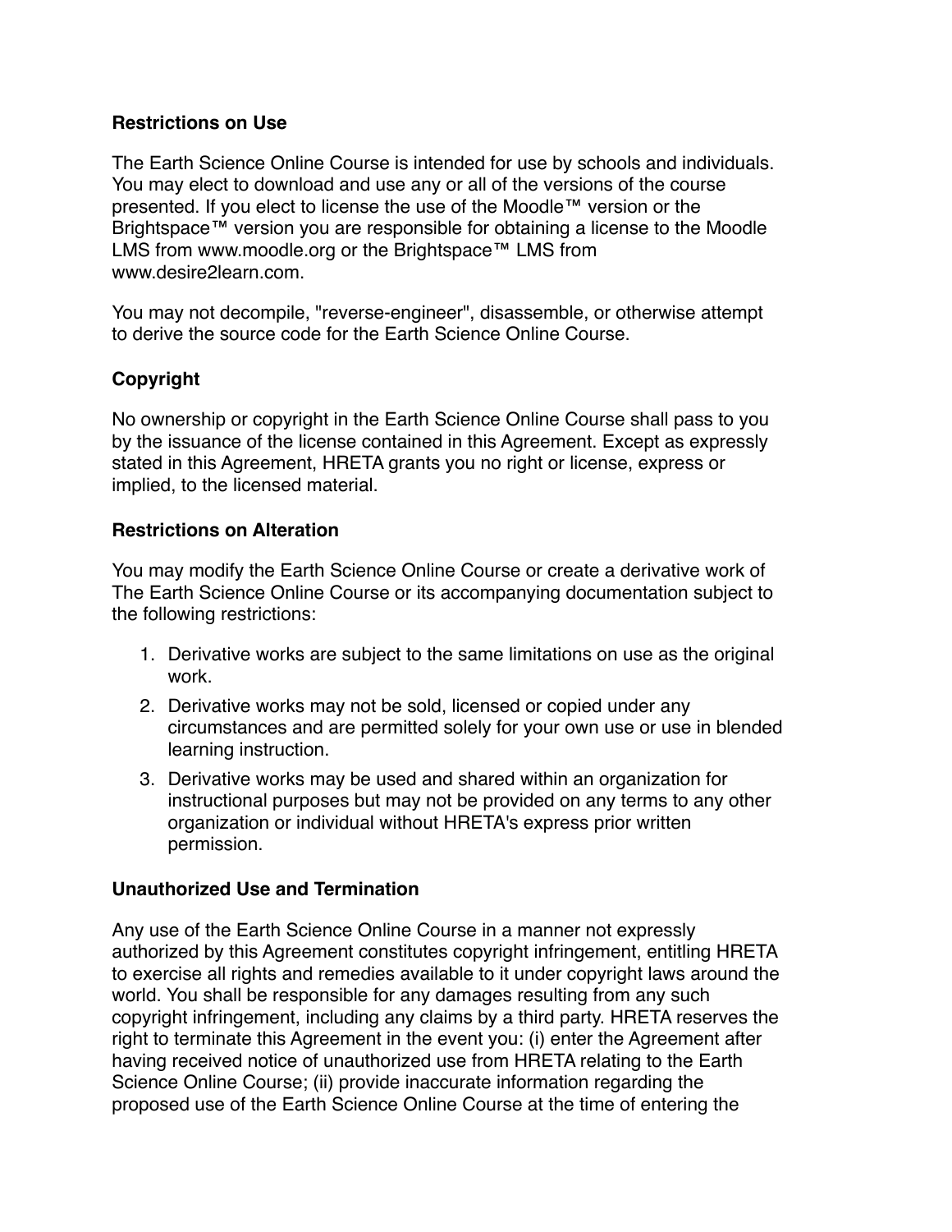**Restrictions on Use**

The Earth Science Online Course is intended for use by schools and individuals. You may elect to download and use any or all of the versions of the course presented. If you elect to license the use of the Moodle™ version or the Brightspace™ version you are responsible for obtaining a license to the Moodle LMS from www.moodle.org or the Brightspace™ LMS from www.desire2learn.com.

You may not decompile, "reverse-engineer", disassemble, or otherwise attempt to derive the source code for the Earth Science Online Course.

**Copyright**

No ownership or copyright in the Earth Science Online Course shall pass to you by the issuance of the license contained in this Agreement. Except as expressly stated in this Agreement, HRETA grants you no right or license, express or implied, to the licensed material.

**Restrictions on Alteration**

You may modify the Earth Science Online Course or create a derivative work of The Earth Science Online Course or its accompanying documentation subject to the following restrictions:

1. Derivative works are subject to the same limitations on use as the original work.
2. Derivative works may not be sold, licensed or copied under any circumstances and are permitted solely for your own use or use in blended learning instruction.
3. Derivative works may be used and shared within an organization for instructional purposes but may not be provided on any terms to any other organization or individual without HRETA's express prior written permission.

**Unauthorized Use and Termination**

Any use of the Earth Science Online Course in a manner not expressly authorized by this Agreement constitutes copyright infringement, entitling HRETA to exercise all rights and remedies available to it under copyright laws around the world. You shall be responsible for any damages resulting from any such copyright infringement, including any claims by a third party. HRETA reserves the right to terminate this Agreement in the event you: (i) enter the Agreement after having received notice of unauthorized use from HRETA relating to the Earth Science Online Course; (ii) provide inaccurate information regarding the proposed use of the Earth Science Online Course at the time of entering the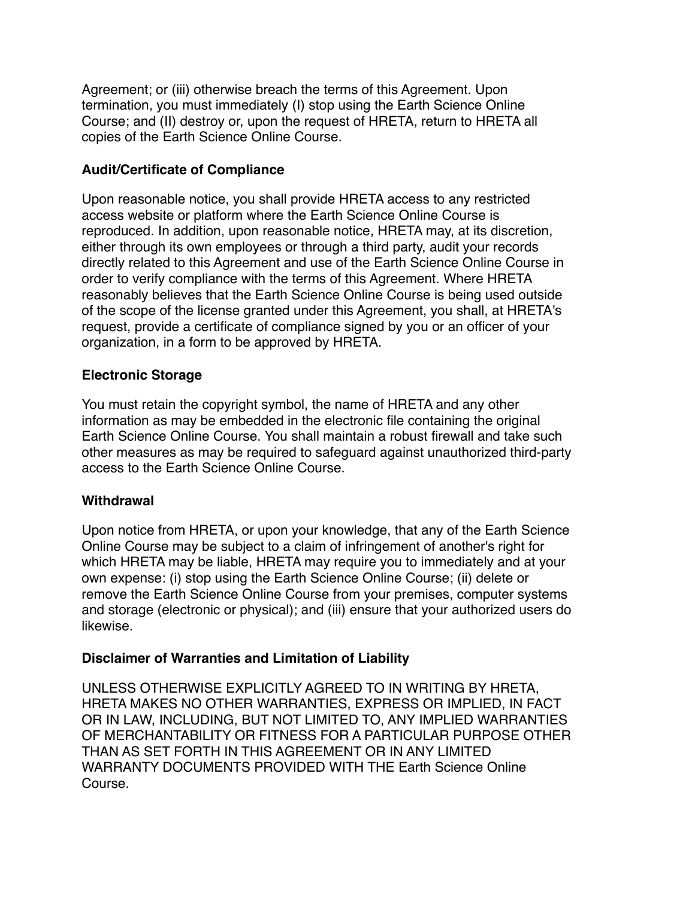Agreement; or (iii) otherwise breach the terms of this Agreement. Upon termination, you must immediately (I) stop using the Earth Science Online Course; and (II) destroy or, upon the request of HRETA, return to HRETA all copies of the Earth Science Online Course.

**Audit/Certificate of Compliance**

Upon reasonable notice, you shall provide HRETA access to any restricted access website or platform where the Earth Science Online Course is reproduced. In addition, upon reasonable notice, HRETA may, at its discretion, either through its own employees or through a third party, audit your records directly related to this Agreement and use of the Earth Science Online Course in order to verify compliance with the terms of this Agreement. Where HRETA reasonably believes that the Earth Science Online Course is being used outside of the scope of the license granted under this Agreement, you shall, at HRETA's request, provide a certificate of compliance signed by you or an officer of your organization, in a form to be approved by HRETA.

**Electronic Storage**

You must retain the copyright symbol, the name of HRETA and any other information as may be embedded in the electronic file containing the original Earth Science Online Course. You shall maintain a robust firewall and take such other measures as may be required to safeguard against unauthorized third-party access to the Earth Science Online Course.

**Withdrawal**

Upon notice from HRETA, or upon your knowledge, that any of the Earth Science Online Course may be subject to a claim of infringement of another's right for which HRETA may be liable, HRETA may require you to immediately and at your own expense: (i) stop using the Earth Science Online Course; (ii) delete or remove the Earth Science Online Course from your premises, computer systems and storage (electronic or physical); and (iii) ensure that your authorized users do likewise.

**Disclaimer of Warranties and Limitation of Liability**

UNLESS OTHERWISE EXPLICITLY AGREED TO IN WRITING BY HRETA, HRETA MAKES NO OTHER WARRANTIES, EXPRESS OR IMPLIED, IN FACT OR IN LAW, INCLUDING, BUT NOT LIMITED TO, ANY IMPLIED WARRANTIES OF MERCHANTABILITY OR FITNESS FOR A PARTICULAR PURPOSE OTHER THAN AS SET FORTH IN THIS AGREEMENT OR IN ANY LIMITED WARRANTY DOCUMENTS PROVIDED WITH THE Earth Science Online Course.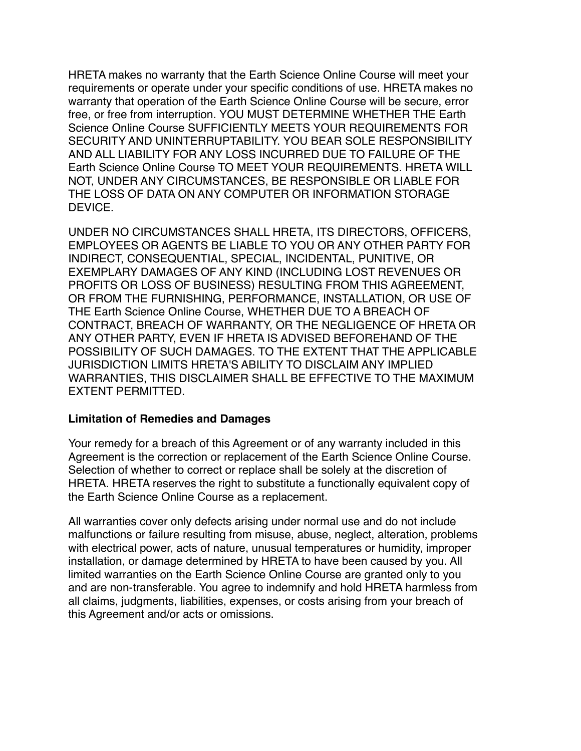HRETA makes no warranty that the Earth Science Online Course will meet your requirements or operate under your specific conditions of use. HRETA makes no warranty that operation of the Earth Science Online Course will be secure, error free, or free from interruption. YOU MUST DETERMINE WHETHER THE Earth Science Online Course SUFFICIENTLY MEETS YOUR REQUIREMENTS FOR SECURITY AND UNINTERRUPTABILITY. YOU BEAR SOLE RESPONSIBILITY AND ALL LIABILITY FOR ANY LOSS INCURRED DUE TO FAILURE OF THE Earth Science Online Course TO MEET YOUR REQUIREMENTS. HRETA WILL NOT, UNDER ANY CIRCUMSTANCES, BE RESPONSIBLE OR LIABLE FOR THE LOSS OF DATA ON ANY COMPUTER OR INFORMATION STORAGE DEVICE.

UNDER NO CIRCUMSTANCES SHALL HRETA, ITS DIRECTORS, OFFICERS, EMPLOYEES OR AGENTS BE LIABLE TO YOU OR ANY OTHER PARTY FOR INDIRECT, CONSEQUENTIAL, SPECIAL, INCIDENTAL, PUNITIVE, OR EXEMPLARY DAMAGES OF ANY KIND (INCLUDING LOST REVENUES OR PROFITS OR LOSS OF BUSINESS) RESULTING FROM THIS AGREEMENT, OR FROM THE FURNISHING, PERFORMANCE, INSTALLATION, OR USE OF THE Earth Science Online Course, WHETHER DUE TO A BREACH OF CONTRACT, BREACH OF WARRANTY, OR THE NEGLIGENCE OF HRETA OR ANY OTHER PARTY, EVEN IF HRETA IS ADVISED BEFOREHAND OF THE POSSIBILITY OF SUCH DAMAGES. TO THE EXTENT THAT THE APPLICABLE JURISDICTION LIMITS HRETA'S ABILITY TO DISCLAIM ANY IMPLIED WARRANTIES, THIS DISCLAIMER SHALL BE EFFECTIVE TO THE MAXIMUM EXTENT PERMITTED.

**Limitation of Remedies and Damages**

Your remedy for a breach of this Agreement or of any warranty included in this Agreement is the correction or replacement of the Earth Science Online Course. Selection of whether to correct or replace shall be solely at the discretion of HRETA. HRETA reserves the right to substitute a functionally equivalent copy of the Earth Science Online Course as a replacement.

All warranties cover only defects arising under normal use and do not include malfunctions or failure resulting from misuse, abuse, neglect, alteration, problems with electrical power, acts of nature, unusual temperatures or humidity, improper installation, or damage determined by HRETA to have been caused by you. All limited warranties on the Earth Science Online Course are granted only to you and are non-transferable. You agree to indemnify and hold HRETA harmless from all claims, judgments, liabilities, expenses, or costs arising from your breach of this Agreement and/or acts or omissions.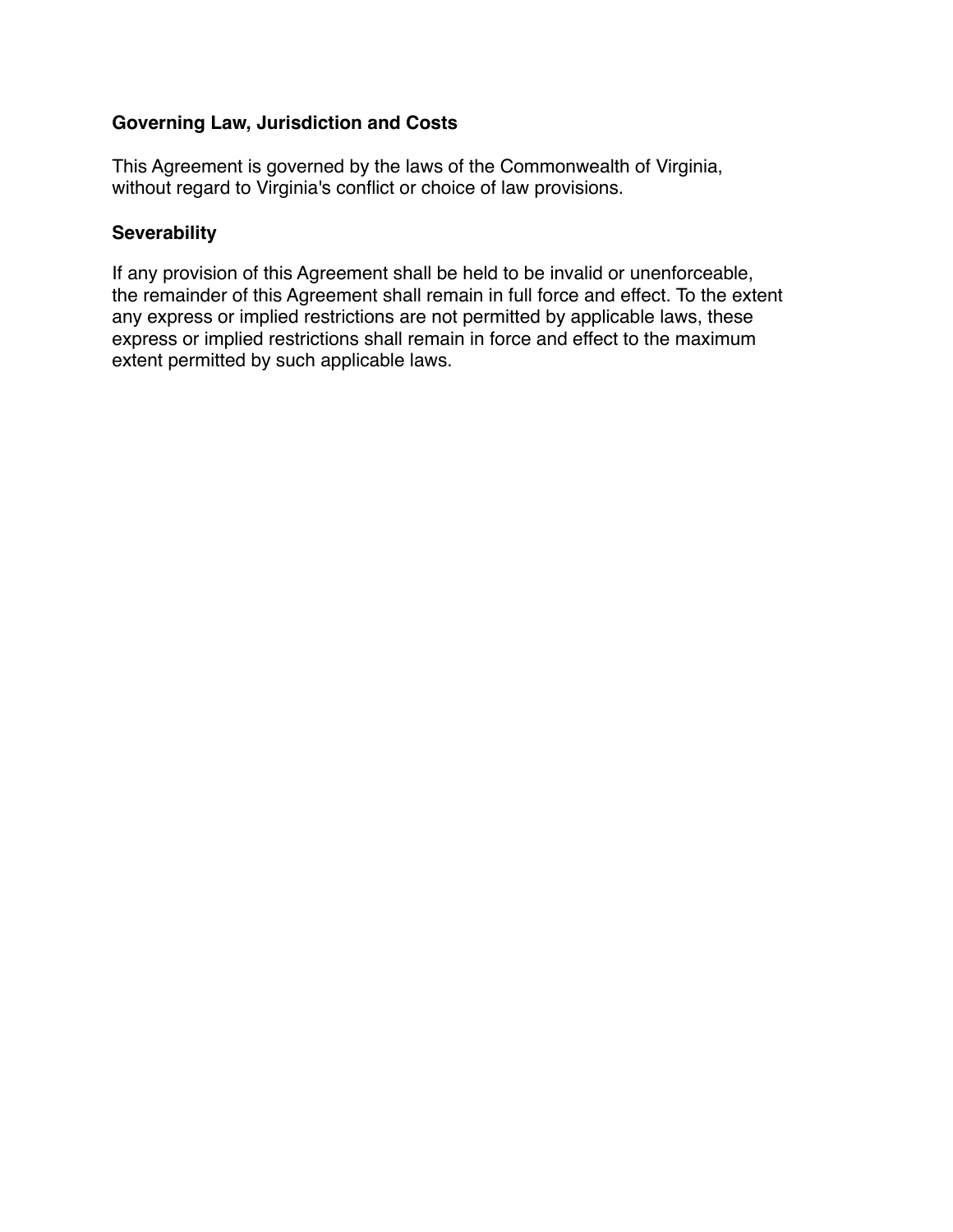### Governing Law, Jurisdiction and Costs

This Agreement is governed by the laws of the Commonwealth of Virginia, without regard to Virginia's conflict or choice of law provisions.

### Severability

If any provision of this Agreement shall be held to be invalid or unenforceable, the remainder of this Agreement shall remain in full force and effect. To the extent any express or implied restrictions are not permitted by applicable laws, these express or implied restrictions shall remain in force and effect to the maximum extent permitted by such applicable laws.